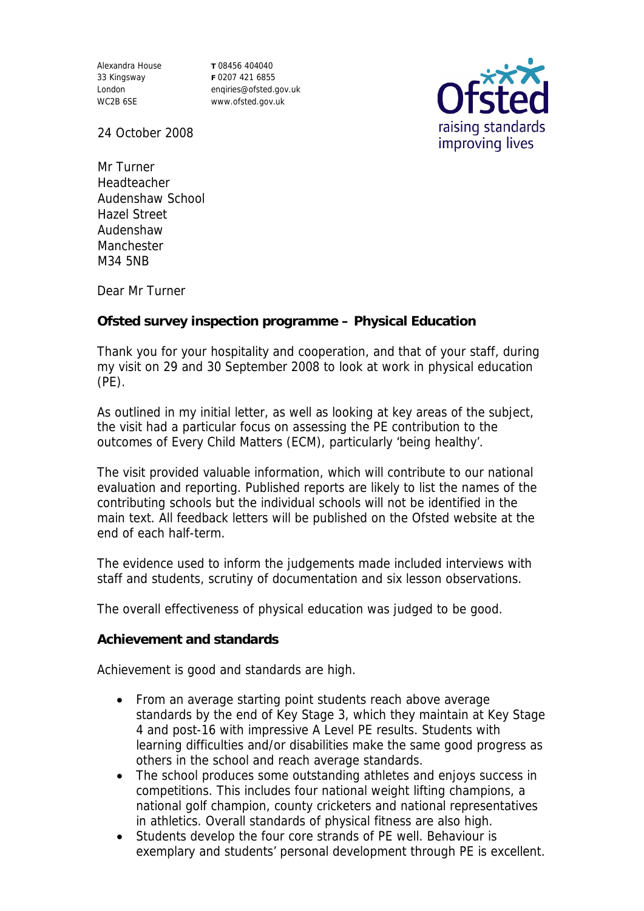Alexandra House
33 Kingsway
London
WC2B 6SE

**T** 08456 404040
**F** 0207 421 6855
enqiries@ofsted.gov.uk
www.ofsted.gov.uk

Ofsted
raising standards
improving lives

24 October 2008

Mr Turner
Headteacher
Audenshaw School
Hazel Street
Audenshaw
Manchester
M34 5NB

Dear Mr Turner

**Ofsted survey inspection programme – Physical Education**

Thank you for your hospitality and cooperation, and that of your staff, during my visit on 29 and 30 September 2008 to look at work in physical education (PE).

As outlined in my initial letter, as well as looking at key areas of the subject, the visit had a particular focus on assessing the PE contribution to the outcomes of Every Child Matters (ECM), particularly 'being healthy'.

The visit provided valuable information, which will contribute to our national evaluation and reporting. Published reports are likely to list the names of the contributing schools but the individual schools will not be identified in the main text. All feedback letters will be published on the Ofsted website at the end of each half-term.

The evidence used to inform the judgements made included interviews with staff and students, scrutiny of documentation and six lesson observations.

The overall effectiveness of physical education was judged to be good.

**Achievement and standards**

Achievement is good and standards are high.

- From an average starting point students reach above average standards by the end of Key Stage 3, which they maintain at Key Stage 4 and post-16 with impressive A Level PE results. Students with learning difficulties and/or disabilities make the same good progress as others in the school and reach average standards.
- The school produces some outstanding athletes and enjoys success in competitions. This includes four national weight lifting champions, a national golf champion, county cricketers and national representatives in athletics. Overall standards of physical fitness are also high.
- Students develop the four core strands of PE well. Behaviour is exemplary and students' personal development through PE is excellent.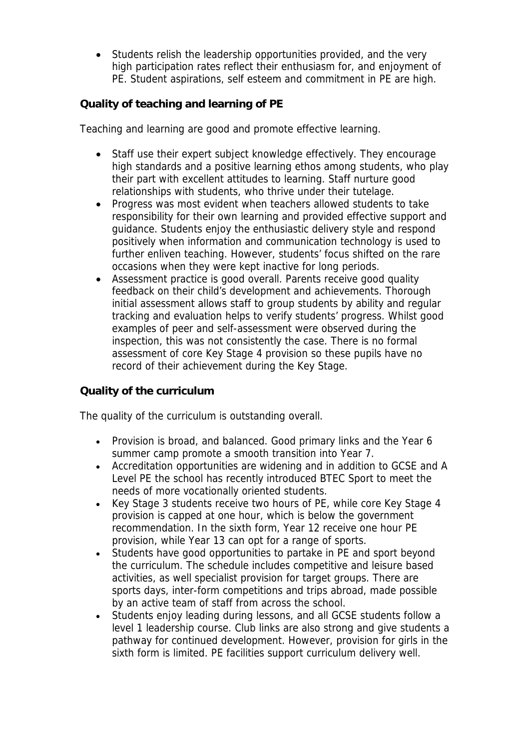- Students relish the leadership opportunities provided, and the very high participation rates reflect their enthusiasm for, and enjoyment of PE. Student aspirations, self esteem and commitment in PE are high.

**Quality of teaching and learning of PE**

Teaching and learning are good and promote effective learning.

- Staff use their expert subject knowledge effectively. They encourage high standards and a positive learning ethos among students, who play their part with excellent attitudes to learning. Staff nurture good relationships with students, who thrive under their tutelage.
- Progress was most evident when teachers allowed students to take responsibility for their own learning and provided effective support and guidance. Students enjoy the enthusiastic delivery style and respond positively when information and communication technology is used to further enliven teaching. However, students' focus shifted on the rare occasions when they were kept inactive for long periods.
- Assessment practice is good overall. Parents receive good quality feedback on their child's development and achievements. Thorough initial assessment allows staff to group students by ability and regular tracking and evaluation helps to verify students' progress. Whilst good examples of peer and self-assessment were observed during the inspection, this was not consistently the case. There is no formal assessment of core Key Stage 4 provision so these pupils have no record of their achievement during the Key Stage.

**Quality of the curriculum**

The quality of the curriculum is outstanding overall.

- Provision is broad, and balanced. Good primary links and the Year 6 summer camp promote a smooth transition into Year 7.
- Accreditation opportunities are widening and in addition to GCSE and A Level PE the school has recently introduced BTEC Sport to meet the needs of more vocationally oriented students.
- Key Stage 3 students receive two hours of PE, while core Key Stage 4 provision is capped at one hour, which is below the government recommendation. In the sixth form, Year 12 receive one hour PE provision, while Year 13 can opt for a range of sports.
- Students have good opportunities to partake in PE and sport beyond the curriculum. The schedule includes competitive and leisure based activities, as well specialist provision for target groups. There are sports days, inter-form competitions and trips abroad, made possible by an active team of staff from across the school.
- Students enjoy leading during lessons, and all GCSE students follow a level 1 leadership course. Club links are also strong and give students a pathway for continued development. However, provision for girls in the sixth form is limited. PE facilities support curriculum delivery well.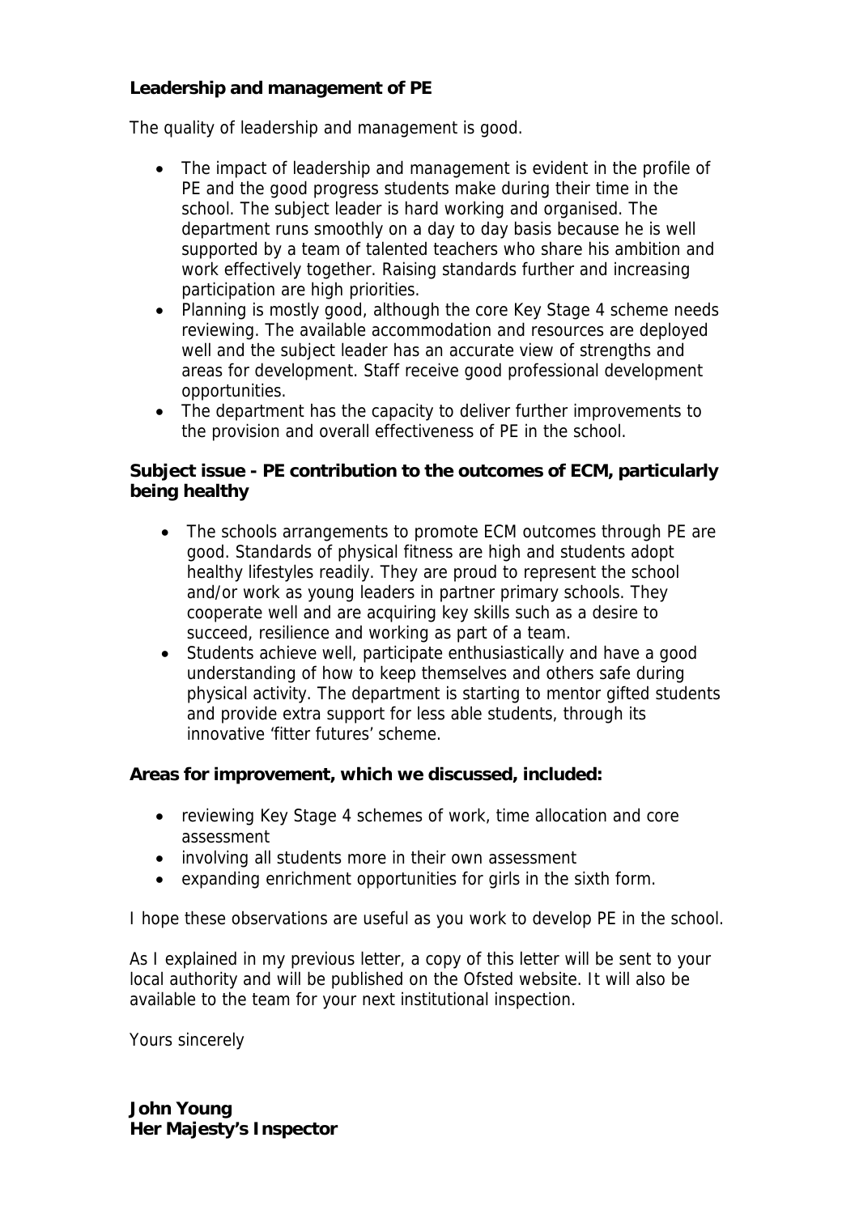**Leadership and management of PE**

The quality of leadership and management is good.

- The impact of leadership and management is evident in the profile of PE and the good progress students make during their time in the school. The subject leader is hard working and organised. The department runs smoothly on a day to day basis because he is well supported by a team of talented teachers who share his ambition and work effectively together. Raising standards further and increasing participation are high priorities.
- Planning is mostly good, although the core Key Stage 4 scheme needs reviewing. The available accommodation and resources are deployed well and the subject leader has an accurate view of strengths and areas for development. Staff receive good professional development opportunities.
- The department has the capacity to deliver further improvements to the provision and overall effectiveness of PE in the school.

**Subject issue - PE contribution to the outcomes of ECM, particularly being healthy**

- The schools arrangements to promote ECM outcomes through PE are good. Standards of physical fitness are high and students adopt healthy lifestyles readily. They are proud to represent the school and/or work as young leaders in partner primary schools. They cooperate well and are acquiring key skills such as a desire to succeed, resilience and working as part of a team.
- Students achieve well, participate enthusiastically and have a good understanding of how to keep themselves and others safe during physical activity. The department is starting to mentor gifted students and provide extra support for less able students, through its innovative 'fitter futures' scheme.

**Areas for improvement, which we discussed, included:**

- reviewing Key Stage 4 schemes of work, time allocation and core assessment
- involving all students more in their own assessment
- expanding enrichment opportunities for girls in the sixth form.

I hope these observations are useful as you work to develop PE in the school.

As I explained in my previous letter, a copy of this letter will be sent to your local authority and will be published on the Ofsted website. It will also be available to the team for your next institutional inspection.

Yours sincerely

**John Young**
**Her Majesty's Inspector**